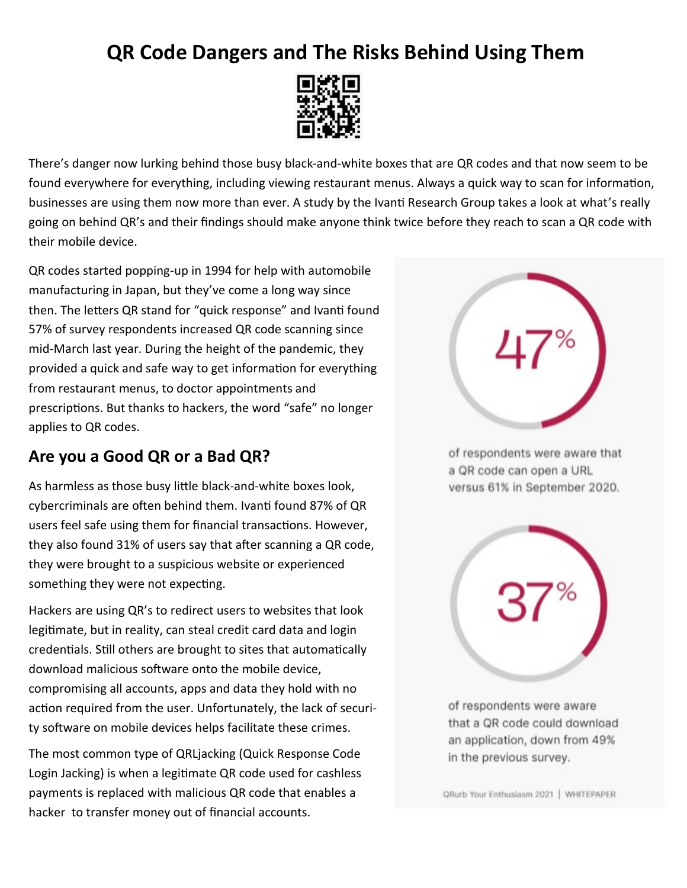# QR Code Dangers and The Risks Behind Using Them

There's danger now lurking behind those busy black-and-white boxes that are QR codes and that now seem to be found everywhere for everything, including viewing restaurant menus. Always a quick way to scan for information, businesses are using them now more than ever. A study by the Ivanti Research Group takes a look at what's really going on behind QR's and their findings should make anyone think twice before they reach to scan a QR code with their mobile device.

QR codes started popping-up in 1994 for help with automobile manufacturing in Japan, but they've come a long way since then. The letters QR stand for "quick response" and Ivanti found 57% of survey respondents increased QR code scanning since mid-March last year. During the height of the pandemic, they provided a quick and safe way to get information for everything from restaurant menus, to doctor appointments and prescriptions. But thanks to hackers, the word "safe" no longer applies to QR codes.

## Are you a Good QR or a Bad QR?

As harmless as those busy little black-and-white boxes look, cybercriminals are often behind them. Ivanti found 87% of QR users feel safe using them for financial transactions. However, they also found 31% of users say that after scanning a QR code, they were brought to a suspicious website or experienced something they were not expecting.

Hackers are using QR's to redirect users to websites that look legitimate, but in reality, can steal credit card data and login credentials. Still others are brought to sites that automatically download malicious software onto the mobile device, compromising all accounts, apps and data they hold with no action required from the user. Unfortunately, the lack of security software on mobile devices helps facilitate these crimes.

The most common type of QRLjacking (Quick Response Code Login Jacking) is when a legitimate QR code used for cashless payments is replaced with malicious QR code that enables a hacker to transfer money out of financial accounts.

47%

of respondents were aware that a QR code can open a URL versus 61% in September 2020.

37%

of respondents were aware that a QR code could download an application, down from 49% in the previous survey.

QRurb Your Enthusiasm 2021 | WHITEPAPER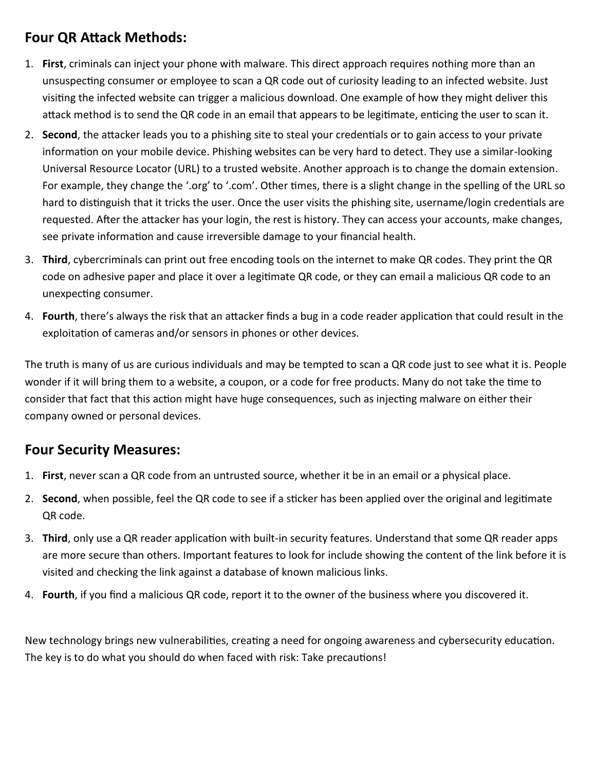## Four QR Attack Methods:

1. **First**, criminals can inject your phone with malware. This direct approach requires nothing more than an unsuspecting consumer or employee to scan a QR code out of curiosity leading to an infected website. Just visiting the infected website can trigger a malicious download. One example of how they might deliver this attack method is to send the QR code in an email that appears to be legitimate, enticing the user to scan it.
2. **Second**, the attacker leads you to a phishing site to steal your credentials or to gain access to your private information on your mobile device. Phishing websites can be very hard to detect. They use a similar-looking Universal Resource Locator (URL) to a trusted website. Another approach is to change the domain extension. For example, they change the '.org' to '.com'. Other times, there is a slight change in the spelling of the URL so hard to distinguish that it tricks the user. Once the user visits the phishing site, username/login credentials are requested. After the attacker has your login, the rest is history. They can access your accounts, make changes, see private information and cause irreversible damage to your financial health.
3. **Third**, cybercriminals can print out free encoding tools on the internet to make QR codes. They print the QR code on adhesive paper and place it over a legitimate QR code, or they can email a malicious QR code to an unexpecting consumer.
4. **Fourth**, there's always the risk that an attacker finds a bug in a code reader application that could result in the exploitation of cameras and/or sensors in phones or other devices.

The truth is many of us are curious individuals and may be tempted to scan a QR code just to see what it is. People wonder if it will bring them to a website, a coupon, or a code for free products. Many do not take the time to consider that fact that this action might have huge consequences, such as injecting malware on either their company owned or personal devices.

## Four Security Measures:

1. **First**, never scan a QR code from an untrusted source, whether it be in an email or a physical place.
2. **Second**, when possible, feel the QR code to see if a sticker has been applied over the original and legitimate QR code.
3. **Third**, only use a QR reader application with built-in security features. Understand that some QR reader apps are more secure than others. Important features to look for include showing the content of the link before it is visited and checking the link against a database of known malicious links.
4. **Fourth**, if you find a malicious QR code, report it to the owner of the business where you discovered it.

New technology brings new vulnerabilities, creating a need for ongoing awareness and cybersecurity education. The key is to do what you should do when faced with risk: Take precautions!